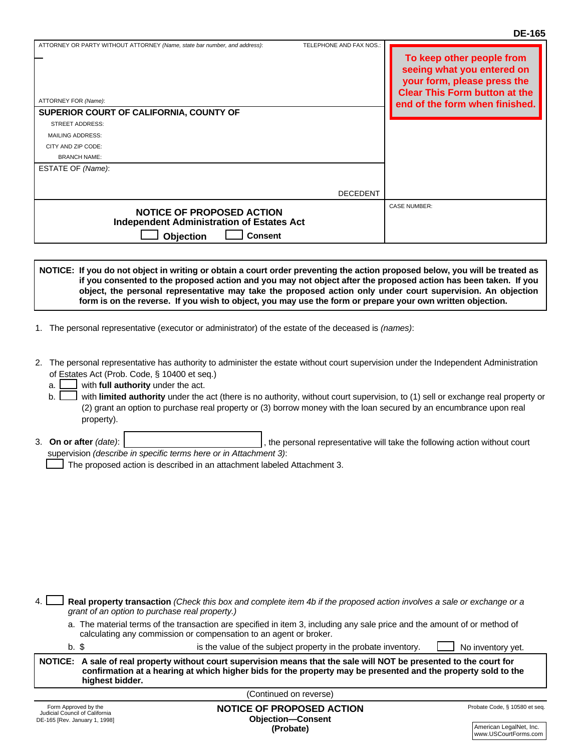**DE-165**

| ATTORNEY OR PARTY WITHOUT ATTORNEY *(Name, state bar number, and address)*: | TELEPHONE AND FAX NOS.: | To keep other people from seeing what you entered on your form, please press the Clear This Form button at the end of the form when finished. |
|---|---|---|
| ATTORNEY FOR *(Name)*: | | |
| **SUPERIOR COURT OF CALIFORNIA, COUNTY OF** | | |
| STREET ADDRESS: | | |
| MAILING ADDRESS: | | |
| CITY AND ZIP CODE: | | |
| BRANCH NAME: | | |
| ESTATE OF *(Name)*: | DECEDENT | |
| **NOTICE OF PROPOSED ACTION** **Independent Administration of Estates Act** ☐ **Objection** ☐ **Consent** | | CASE NUMBER: |

**NOTICE: If you do not object in writing or obtain a court order preventing the action proposed below, you will be treated as if you consented to the proposed action and you may not object after the proposed action has been taken. If you object, the personal representative may take the proposed action only under court supervision. An objection form is on the reverse. If you wish to object, you may use the form or prepare your own written objection.**

1. The personal representative (executor or administrator) of the estate of the deceased is *(names)*:

2. The personal representative has authority to administer the estate without court supervision under the Independent Administration of Estates Act (Prob. Code, § 10400 et seq.)
   a. ☐ with **full authority** under the act.
   b. ☐ with **limited authority** under the act (there is no authority, without court supervision, to (1) sell or exchange real property or (2) grant an option to purchase real property or (3) borrow money with the loan secured by an encumbrance upon real property).

3. **On or after** *(date)*: ______________, the personal representative will take the following action without court supervision *(describe in specific terms here or in Attachment 3)*:
   ☐ The proposed action is described in an attachment labeled Attachment 3.

4. ☐ **Real property transaction** *(Check this box and complete item 4b if the proposed action involves a sale or exchange or a grant of an option to purchase real property.)*
   a. The material terms of the transaction are specified in item 3, including any sale price and the amount of or method of calculating any commission or compensation to an agent or broker.
   b. $ ______________ is the value of the subject property in the probate inventory. ☐ No inventory yet.

**NOTICE: A sale of real property without court supervision means that the sale will NOT be presented to the court for confirmation at a hearing at which higher bids for the property may be presented and the property sold to the highest bidder.**

(Continued on reverse)

Form Approved by the Judicial Council of California
DE-165 [Rev. January 1, 1998]

**NOTICE OF PROPOSED ACTION**
**Objection—Consent**
**(Probate)**

Probate Code, § 10580 et seq.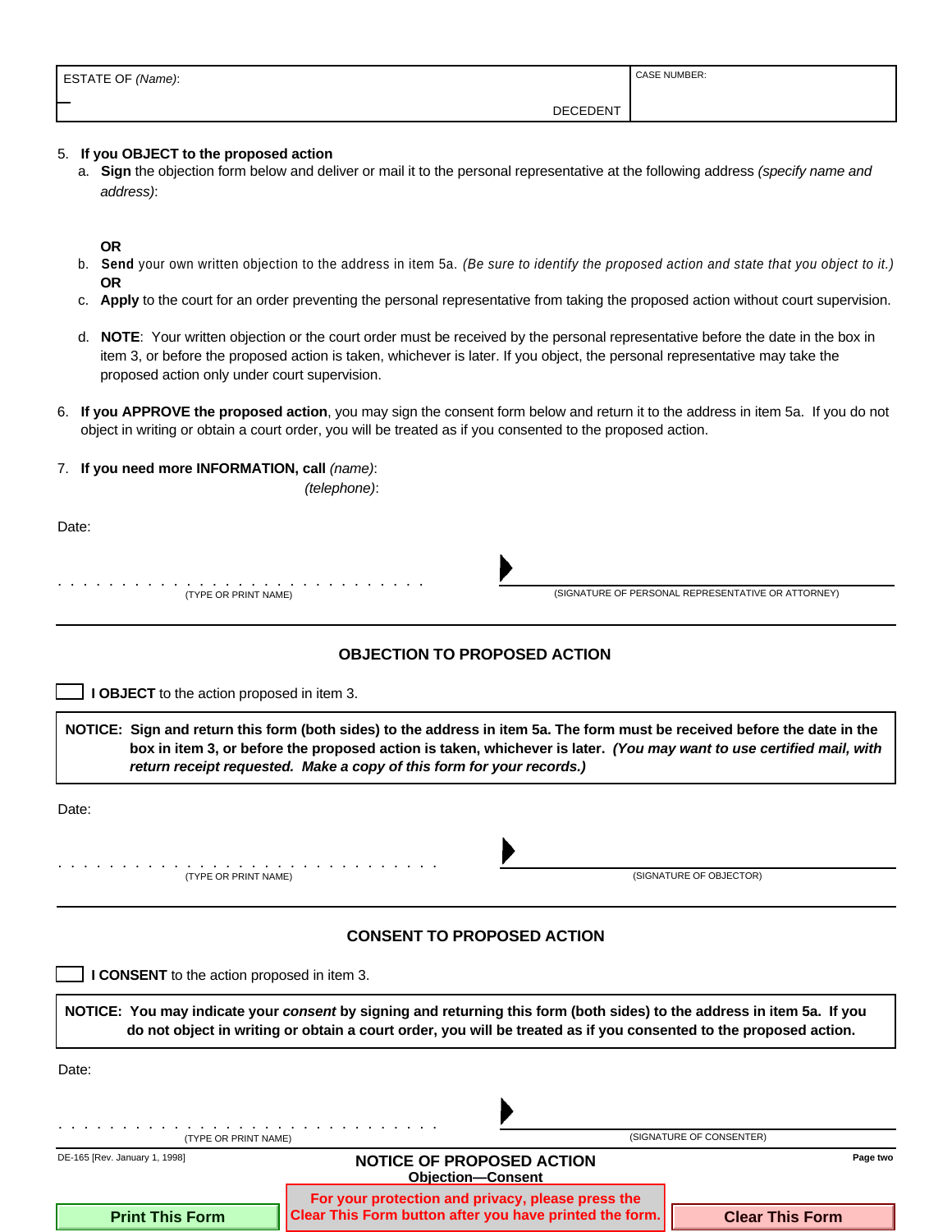| ESTATE OF *(Name)*: DECEDENT | CASE NUMBER: |
|---|---|

5. **If you OBJECT to the proposed action**
   a. **Sign** the objection form below and deliver or mail it to the personal representative at the following address *(specify name and address)*:

   **OR**
   b. **Send** your own written objection to the address in item 5a. *(Be sure to identify the proposed action and state that you object to it.)*
   **OR**
   c. **Apply** to the court for an order preventing the personal representative from taking the proposed action without court supervision.

   d. **NOTE**: Your written objection or the court order must be received by the personal representative before the date in the box in item 3, or before the proposed action is taken, whichever is later. If you object, the personal representative may take the proposed action only under court supervision.

6. **If you APPROVE the proposed action**, you may sign the consent form below and return it to the address in item 5a. If you do not object in writing or obtain a court order, you will be treated as if you consented to the proposed action.

7. **If you need more INFORMATION, call** *(name)*:
   *(telephone)*:

Date:

. . . . . . . . . . . . . . . . . . . . . . . . . . . . . . . . ▶ ______________________________
(TYPE OR PRINT NAME) (SIGNATURE OF PERSONAL REPRESENTATIVE OR ATTORNEY)

## OBJECTION TO PROPOSED ACTION

☐ **I OBJECT** to the action proposed in item 3.

**NOTICE: Sign and return this form (both sides) to the address in item 5a. The form must be received before the date in the box in item 3, or before the proposed action is taken, whichever is later. *(You may want to use certified mail, with return receipt requested. Make a copy of this form for your records.)***

Date:

. . . . . . . . . . . . . . . . . . . . . . . . . . . . . . . . ▶ ______________________________
(TYPE OR PRINT NAME) (SIGNATURE OF OBJECTOR)

## CONSENT TO PROPOSED ACTION

☐ **I CONSENT** to the action proposed in item 3.

**NOTICE: You may indicate your *consent* by signing and returning this form (both sides) to the address in item 5a. If you do not object in writing or obtain a court order, you will be treated as if you consented to the proposed action.**

Date:

. . . . . . . . . . . . . . . . . . . . . . . . . . . . . . . . ▶ ______________________________
(TYPE OR PRINT NAME) (SIGNATURE OF CONSENTER)

DE-165 [Rev. January 1, 1998]

**NOTICE OF PROPOSED ACTION**
**Objection—Consent**

Print This Form | For your protection and privacy, please press the Clear This Form button after you have printed the form. | Clear This Form